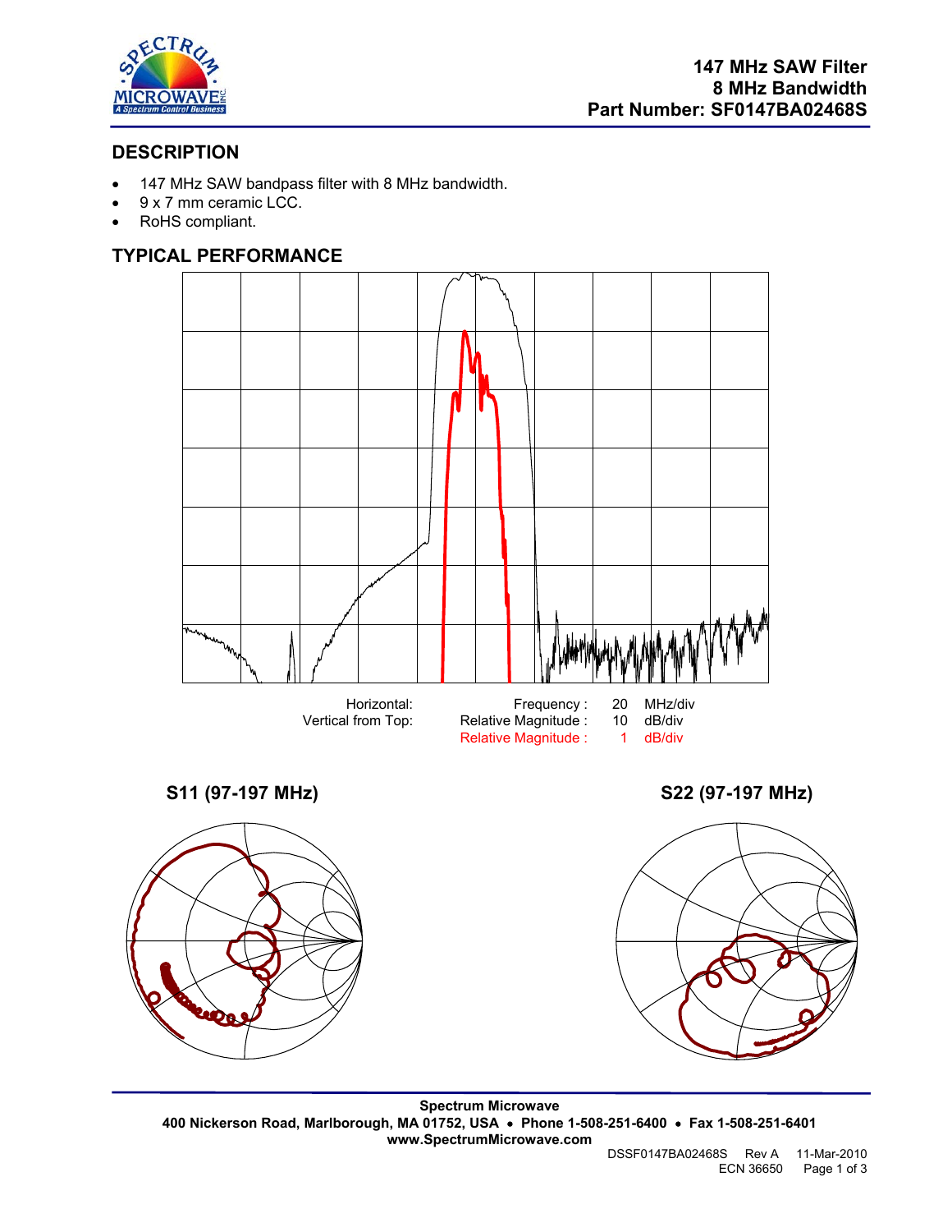# 147 MHz SAW Filter
# 8 MHz Bandwidth
# Part Number: SF0147BA02468S

## DESCRIPTION

- 147 MHz SAW bandpass filter with 8 MHz bandwidth.
- 9 x 7 mm ceramic LCC.
- RoHS compliant.

## TYPICAL PERFORMANCE

| | | | |
|---|---|---|---|
| Horizontal: | Frequency : | 20 | MHz/div |
| Vertical from Top: | Relative Magnitude : | 10 | dB/div |
| | Relative Magnitude : | 1 | dB/div |

**S11 (97-197 MHz)**

**S22 (97-197 MHz)**

**Spectrum Microwave**
**400 Nickerson Road, Marlborough, MA 01752, USA • Phone 1-508-251-6400 • Fax 1-508-251-6401**
**www.SpectrumMicrowave.com**

DSSF0147BA02468S Rev A 11-Mar-2010
ECN 36650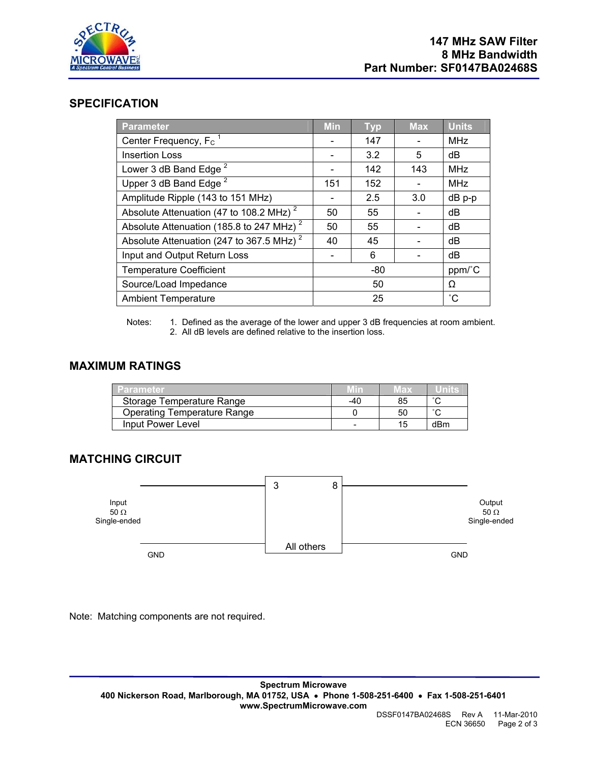**147 MHz SAW Filter**
**8 MHz Bandwidth**
**Part Number: SF0147BA02468S**

## SPECIFICATION

| Parameter | Min | Typ | Max | Units |
|---|---|---|---|---|
| Center Frequency, $F_C$ [1] | - | 147 | - | MHz |
| Insertion Loss | - | 3.2 | 5 | dB |
| Lower 3 dB Band Edge [2] | - | 142 | 143 | MHz |
| Upper 3 dB Band Edge [2] | 151 | 152 | - | MHz |
| Amplitude Ripple (143 to 151 MHz) | - | 2.5 | 3.0 | dB p-p |
| Absolute Attenuation (47 to 108.2 MHz) [2] | 50 | 55 | - | dB |
| Absolute Attenuation (185.8 to 247 MHz) [2] | 50 | 55 | - | dB |
| Absolute Attenuation (247 to 367.5 MHz) [2] | 40 | 45 | - | dB |
| Input and Output Return Loss | - | 6 | - | dB |
| Temperature Coefficient | | -80 | | ppm/˚C |
| Source/Load Impedance | | 50 | | Ω |
| Ambient Temperature | | 25 | | ˚C |

Notes:
1. Defined as the average of the lower and upper 3 dB frequencies at room ambient.
2. All dB levels are defined relative to the insertion loss.

## MAXIMUM RATINGS

| Parameter | Min | Max | Units |
|---|---|---|---|
| Storage Temperature Range | -40 | 85 | ˚C |
| Operating Temperature Range | 0 | 50 | ˚C |
| Input Power Level | - | 15 | dBm |

## MATCHING CIRCUIT

Input 50 Ω Single-ended — pin 3; Output 50 Ω Single-ended — pin 8; GND — All others

Note: Matching components are not required.

**Spectrum Microwave**
**400 Nickerson Road, Marlborough, MA 01752, USA • Phone 1-508-251-6400 • Fax 1-508-251-6401**
**www.SpectrumMicrowave.com**
DSSF0147BA02468S Rev A 11-Mar-2010
ECN 36650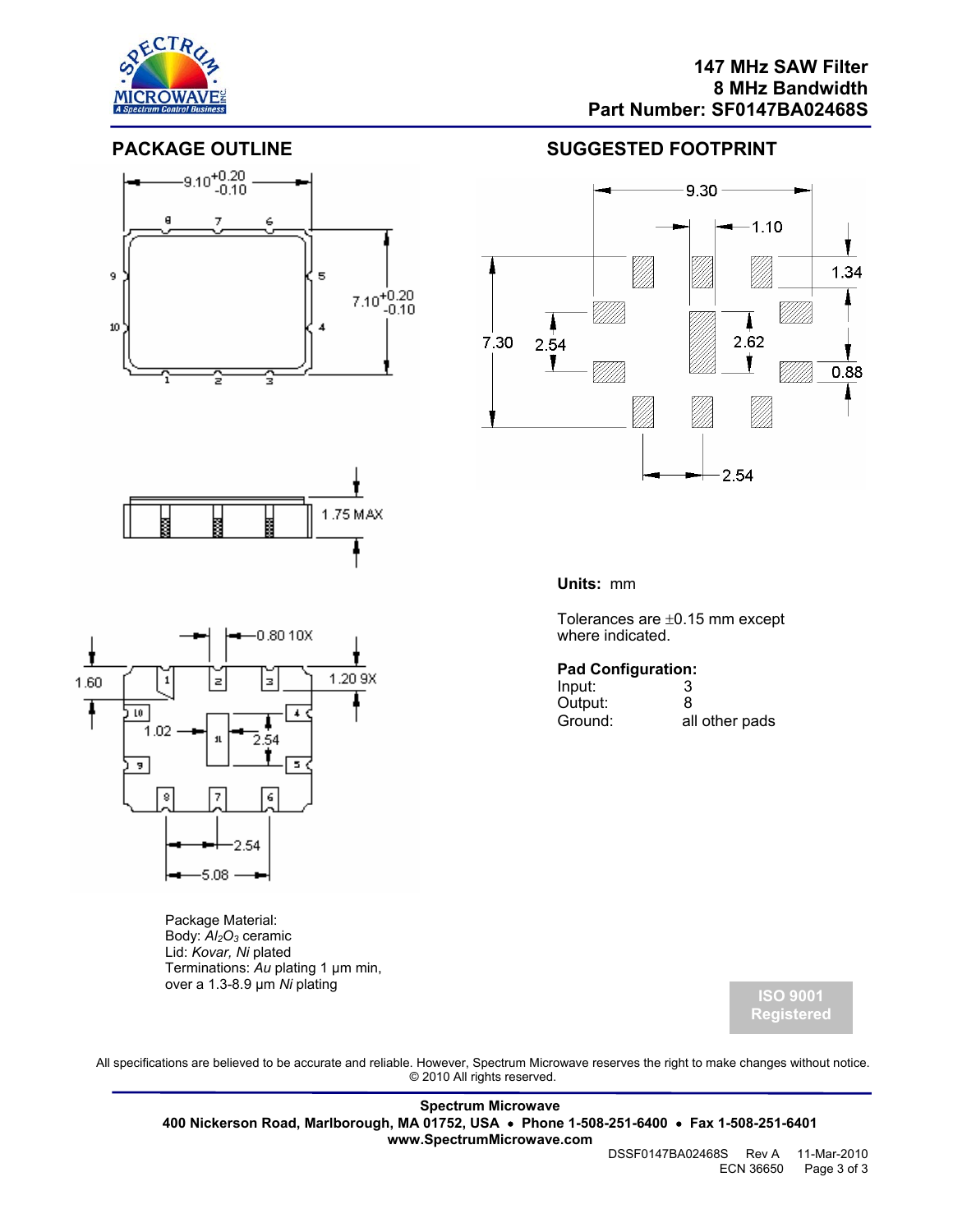**147 MHz SAW Filter**
**8 MHz Bandwidth**
**Part Number: SF0147BA02468S**

## PACKAGE OUTLINE

9.10 +0.20 -0.10

7.10 +0.20 -0.10

1.75 MAX

0.80 10X

1.60

1.20 9X

1.02

2.54

2.54

5.08

Package Material:
Body: $Al_2O_3$ ceramic
Lid: *Kovar, Ni* plated
Terminations: *Au* plating 1 µm min, over a 1.3-8.9 µm *Ni* plating

## SUGGESTED FOOTPRINT

9.30

1.10

1.34

7.30

2.54

2.62

0.88

2.54

**Units:** mm

Tolerances are ±0.15 mm except where indicated.

**Pad Configuration:**

| | |
|---|---|
| Input: | 3 |
| Output: | 8 |
| Ground: | all other pads |

ISO 9001 Registered

All specifications are believed to be accurate and reliable. However, Spectrum Microwave reserves the right to make changes without notice.
© 2010 All rights reserved.

**Spectrum Microwave**
**400 Nickerson Road, Marlborough, MA 01752, USA • Phone 1-508-251-6400 • Fax 1-508-251-6401**
**www.SpectrumMicrowave.com**

DSSF0147BA02468S Rev A 11-Mar-2010
ECN 36650